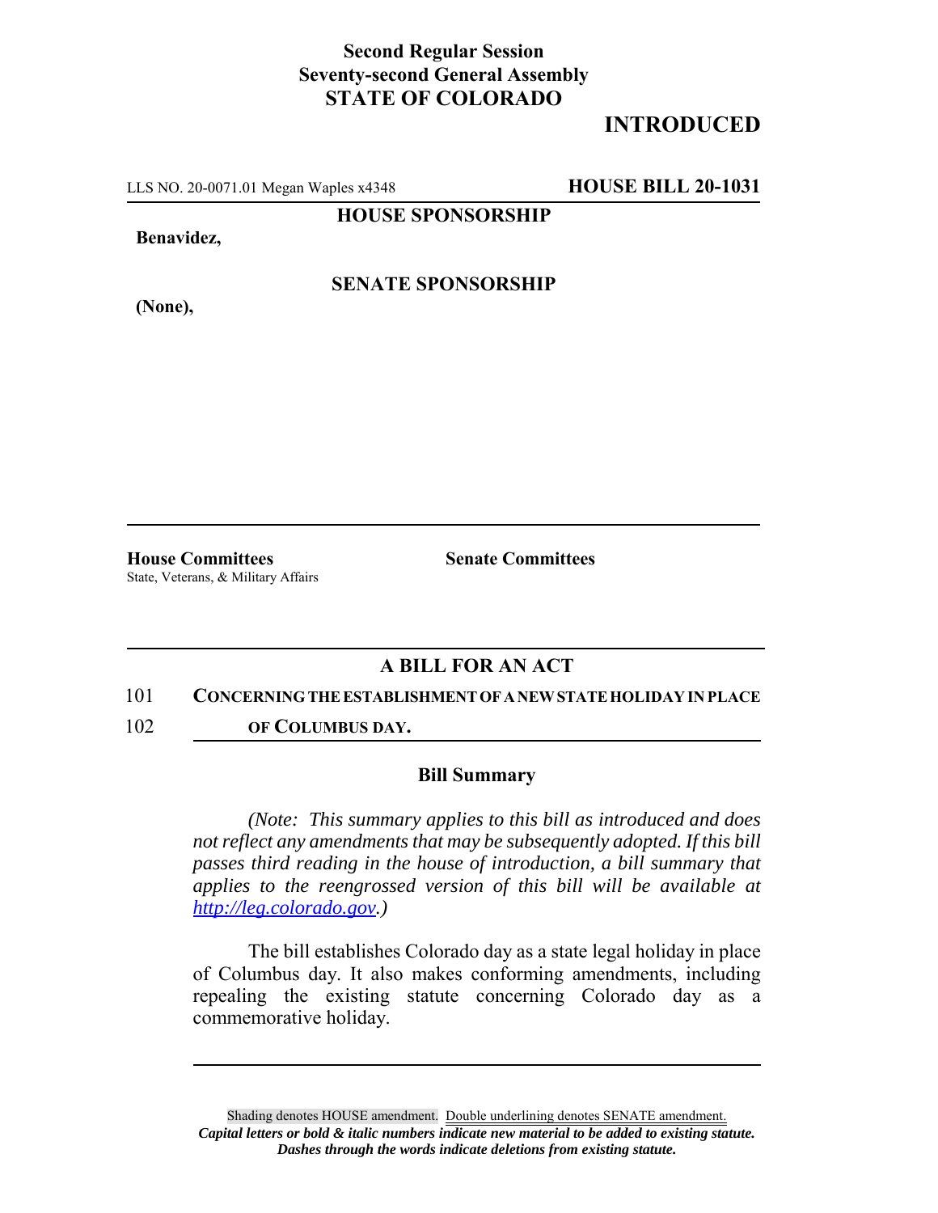**Second Regular Session**
**Seventy-second General Assembly**
**STATE OF COLORADO**

# INTRODUCED

LLS NO. 20-0071.01 Megan Waples x4348 **HOUSE BILL 20-1031**

**HOUSE SPONSORSHIP**

**Benavidez,**

**SENATE SPONSORSHIP**

**(None),**

**House Committees**
State, Veterans, & Military Affairs

**Senate Committees**

## A BILL FOR AN ACT

101 **CONCERNING THE ESTABLISHMENT OF A NEW STATE HOLIDAY IN PLACE**

102 **OF COLUMBUS DAY.**

### Bill Summary

*(Note: This summary applies to this bill as introduced and does not reflect any amendments that may be subsequently adopted. If this bill passes third reading in the house of introduction, a bill summary that applies to the reengrossed version of this bill will be available at http://leg.colorado.gov.)*

The bill establishes Colorado day as a state legal holiday in place of Columbus day. It also makes conforming amendments, including repealing the existing statute concerning Colorado day as a commemorative holiday.

Shading denotes HOUSE amendment. Double underlining denotes SENATE amendment.
***Capital letters or bold & italic numbers indicate new material to be added to existing statute.***
***Dashes through the words indicate deletions from existing statute.***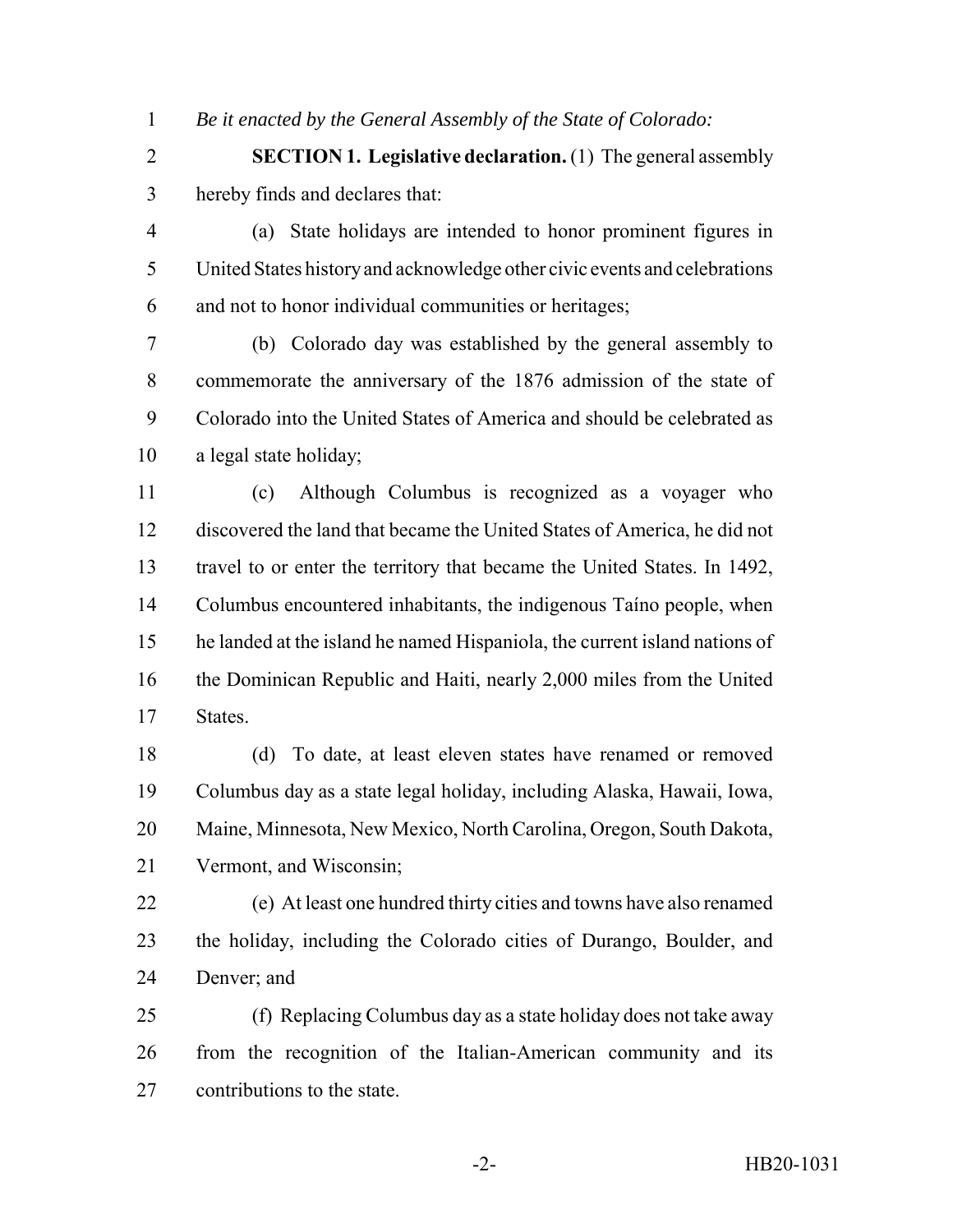*Be it enacted by the General Assembly of the State of Colorado:*

**SECTION 1. Legislative declaration.** (1) The general assembly hereby finds and declares that:

(a) State holidays are intended to honor prominent figures in United States history and acknowledge other civic events and celebrations and not to honor individual communities or heritages;

(b) Colorado day was established by the general assembly to commemorate the anniversary of the 1876 admission of the state of Colorado into the United States of America and should be celebrated as a legal state holiday;

(c) Although Columbus is recognized as a voyager who discovered the land that became the United States of America, he did not travel to or enter the territory that became the United States. In 1492, Columbus encountered inhabitants, the indigenous Taíno people, when he landed at the island he named Hispaniola, the current island nations of the Dominican Republic and Haiti, nearly 2,000 miles from the United States.

(d) To date, at least eleven states have renamed or removed Columbus day as a state legal holiday, including Alaska, Hawaii, Iowa, Maine, Minnesota, New Mexico, North Carolina, Oregon, South Dakota, Vermont, and Wisconsin;

(e) At least one hundred thirty cities and towns have also renamed the holiday, including the Colorado cities of Durango, Boulder, and Denver; and

(f) Replacing Columbus day as a state holiday does not take away from the recognition of the Italian-American community and its contributions to the state.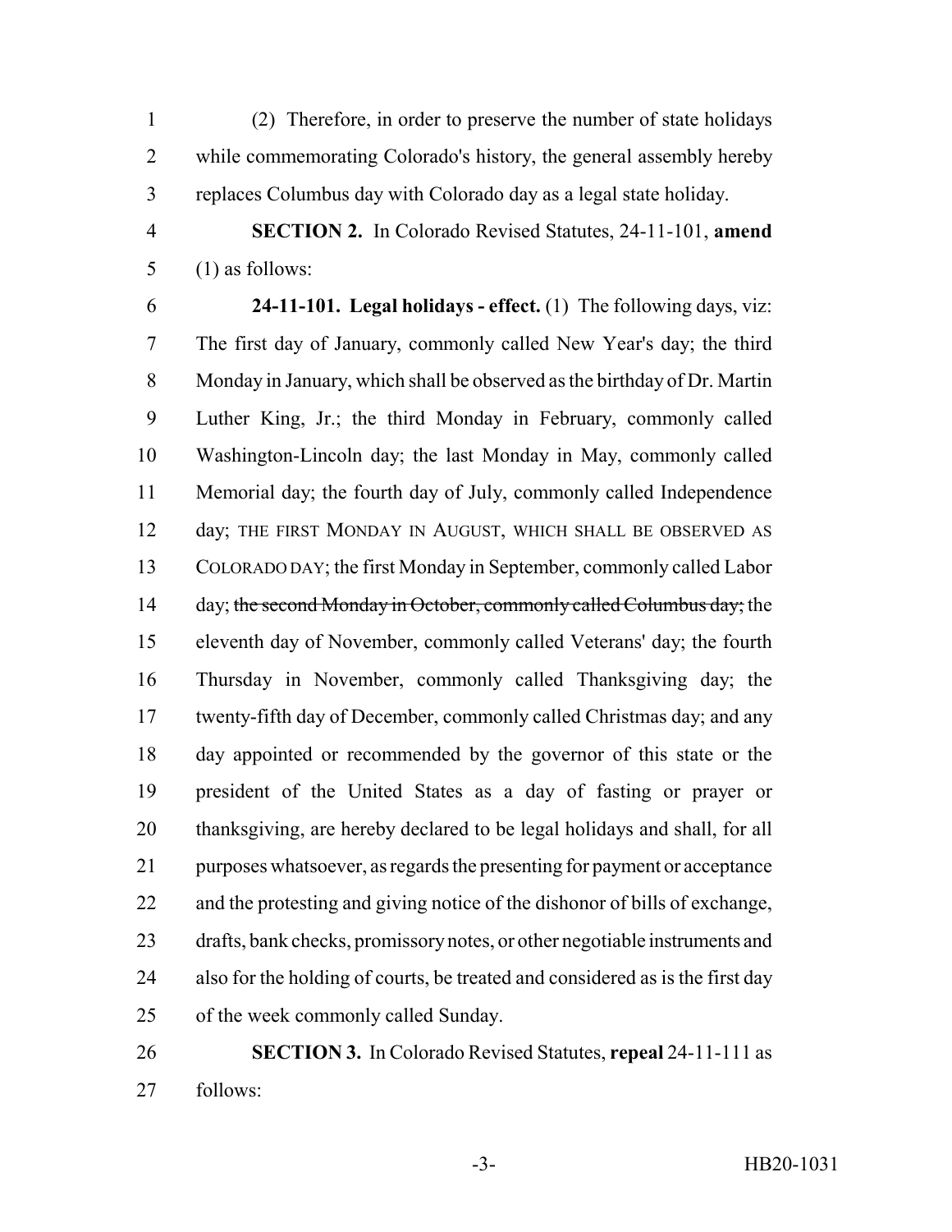(2) Therefore, in order to preserve the number of state holidays while commemorating Colorado's history, the general assembly hereby replaces Columbus day with Colorado day as a legal state holiday.

**SECTION 2.** In Colorado Revised Statutes, 24-11-101, **amend** (1) as follows:

**24-11-101. Legal holidays - effect.** (1) The following days, viz: The first day of January, commonly called New Year's day; the third Monday in January, which shall be observed as the birthday of Dr. Martin Luther King, Jr.; the third Monday in February, commonly called Washington-Lincoln day; the last Monday in May, commonly called Memorial day; the fourth day of July, commonly called Independence day; THE FIRST MONDAY IN AUGUST, WHICH SHALL BE OBSERVED AS COLORADO DAY; the first Monday in September, commonly called Labor day; ~~the second Monday in October, commonly called Columbus day;~~ the eleventh day of November, commonly called Veterans' day; the fourth Thursday in November, commonly called Thanksgiving day; the twenty-fifth day of December, commonly called Christmas day; and any day appointed or recommended by the governor of this state or the president of the United States as a day of fasting or prayer or thanksgiving, are hereby declared to be legal holidays and shall, for all purposes whatsoever, as regards the presenting for payment or acceptance and the protesting and giving notice of the dishonor of bills of exchange, drafts, bank checks, promissory notes, or other negotiable instruments and also for the holding of courts, be treated and considered as is the first day of the week commonly called Sunday.

**SECTION 3.** In Colorado Revised Statutes, **repeal** 24-11-111 as follows: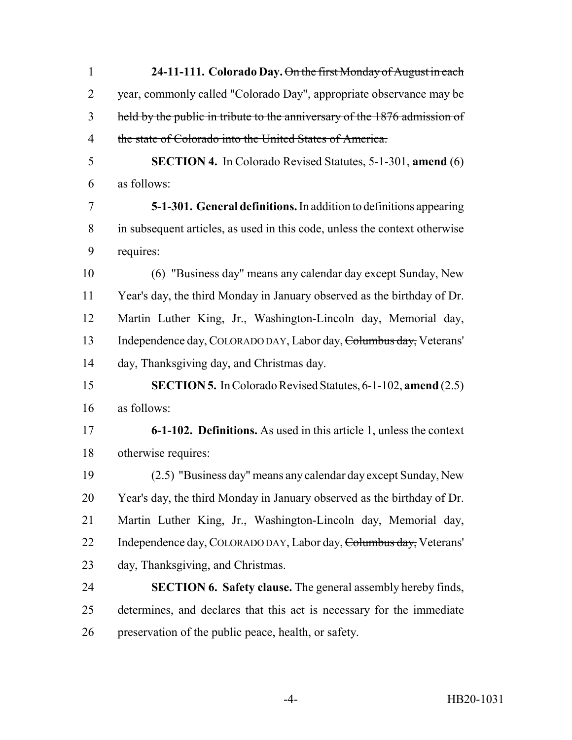**24-11-111. Colorado Day.** ~~On the first Monday of August in each year, commonly called "Colorado Day", appropriate observance may be held by the public in tribute to the anniversary of the 1876 admission of the state of Colorado into the United States of America.~~

**SECTION 4.** In Colorado Revised Statutes, 5-1-301, **amend** (6) as follows:

**5-1-301. General definitions.** In addition to definitions appearing in subsequent articles, as used in this code, unless the context otherwise requires:

(6) "Business day" means any calendar day except Sunday, New Year's day, the third Monday in January observed as the birthday of Dr. Martin Luther King, Jr., Washington-Lincoln day, Memorial day, Independence day, COLORADO DAY, Labor day, ~~Columbus day,~~ Veterans' day, Thanksgiving day, and Christmas day.

**SECTION 5.** In Colorado Revised Statutes, 6-1-102, **amend** (2.5) as follows:

**6-1-102. Definitions.** As used in this article 1, unless the context otherwise requires:

(2.5) "Business day" means any calendar day except Sunday, New Year's day, the third Monday in January observed as the birthday of Dr. Martin Luther King, Jr., Washington-Lincoln day, Memorial day, Independence day, COLORADO DAY, Labor day, ~~Columbus day,~~ Veterans' day, Thanksgiving, and Christmas.

**SECTION 6. Safety clause.** The general assembly hereby finds, determines, and declares that this act is necessary for the immediate preservation of the public peace, health, or safety.